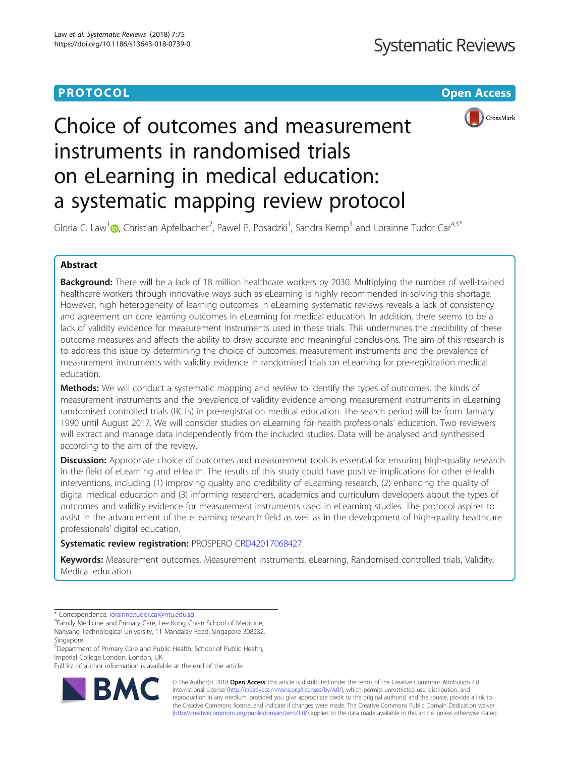PROTOCOL

Open Access

# Choice of outcomes and measurement instruments in randomised trials on eLearning in medical education: a systematic mapping review protocol

Gloria C. Law[1], Christian Apfelbacher[2], Pawel P. Posadzki[1], Sandra Kemp[3] and Lorainne Tudor Car[4,5*]

## Abstract

**Background:** There will be a lack of 18 million healthcare workers by 2030. Multiplying the number of well-trained healthcare workers through innovative ways such as eLearning is highly recommended in solving this shortage. However, high heterogeneity of learning outcomes in eLearning systematic reviews reveals a lack of consistency and agreement on core learning outcomes in eLearning for medical education. In addition, there seems to be a lack of validity evidence for measurement instruments used in these trials. This undermines the credibility of these outcome measures and affects the ability to draw accurate and meaningful conclusions. The aim of this research is to address this issue by determining the choice of outcomes, measurement instruments and the prevalence of measurement instruments with validity evidence in randomised trials on eLearning for pre-registration medical education.

**Methods:** We will conduct a systematic mapping and review to identify the types of outcomes, the kinds of measurement instruments and the prevalence of validity evidence among measurement instruments in eLearning randomised controlled trials (RCTs) in pre-registration medical education. The search period will be from January 1990 until August 2017. We will consider studies on eLearning for health professionals' education. Two reviewers will extract and manage data independently from the included studies. Data will be analysed and synthesised according to the aim of the review.

**Discussion:** Appropriate choice of outcomes and measurement tools is essential for ensuring high-quality research in the field of eLearning and eHealth. The results of this study could have positive implications for other eHealth interventions, including (1) improving quality and credibility of eLearning research, (2) enhancing the quality of digital medical education and (3) informing researchers, academics and curriculum developers about the types of outcomes and validity evidence for measurement instruments used in eLearning studies. The protocol aspires to assist in the advancement of the eLearning research field as well as in the development of high-quality healthcare professionals' digital education.

**Systematic review registration:** PROSPERO CRD42017068427

**Keywords:** Measurement outcomes, Measurement instruments, eLearning, Randomised controlled trials, Validity, Medical education

---

\* Correspondence: lorainne.tudor.car@ntu.edu.sg

[4]Family Medicine and Primary Care, Lee Kong Chian School of Medicine, Nanyang Technological University, 11 Mandalay Road, Singapore 308232, Singapore

[5]Department of Primary Care and Public Health, School of Public Health, Imperial College London, London, UK

Full list of author information is available at the end of the article

© The Author(s). 2018 **Open Access** This article is distributed under the terms of the Creative Commons Attribution 4.0 International License (http://creativecommons.org/licenses/by/4.0/), which permits unrestricted use, distribution, and reproduction in any medium, provided you give appropriate credit to the original author(s) and the source, provide a link to the Creative Commons license, and indicate if changes were made. The Creative Commons Public Domain Dedication waiver (http://creativecommons.org/publicdomain/zero/1.0/) applies to the data made available in this article, unless otherwise stated.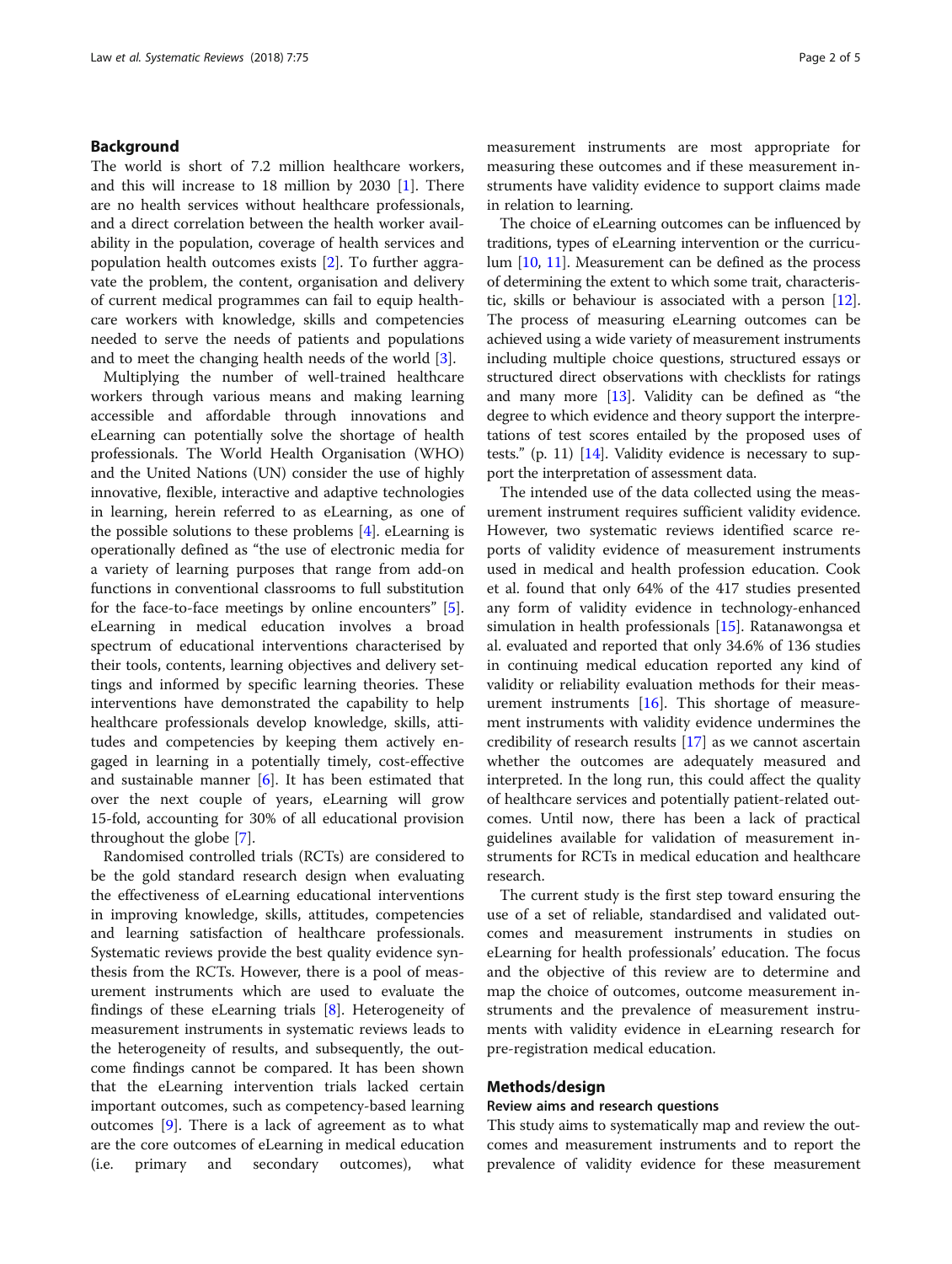## Background

The world is short of 7.2 million healthcare workers, and this will increase to 18 million by 2030 [1]. There are no health services without healthcare professionals, and a direct correlation between the health worker availability in the population, coverage of health services and population health outcomes exists [2]. To further aggravate the problem, the content, organisation and delivery of current medical programmes can fail to equip healthcare workers with knowledge, skills and competencies needed to serve the needs of patients and populations and to meet the changing health needs of the world [3].

Multiplying the number of well-trained healthcare workers through various means and making learning accessible and affordable through innovations and eLearning can potentially solve the shortage of health professionals. The World Health Organisation (WHO) and the United Nations (UN) consider the use of highly innovative, flexible, interactive and adaptive technologies in learning, herein referred to as eLearning, as one of the possible solutions to these problems [4]. eLearning is operationally defined as "the use of electronic media for a variety of learning purposes that range from add-on functions in conventional classrooms to full substitution for the face-to-face meetings by online encounters" [5]. eLearning in medical education involves a broad spectrum of educational interventions characterised by their tools, contents, learning objectives and delivery settings and informed by specific learning theories. These interventions have demonstrated the capability to help healthcare professionals develop knowledge, skills, attitudes and competencies by keeping them actively engaged in learning in a potentially timely, cost-effective and sustainable manner [6]. It has been estimated that over the next couple of years, eLearning will grow 15-fold, accounting for 30% of all educational provision throughout the globe [7].

Randomised controlled trials (RCTs) are considered to be the gold standard research design when evaluating the effectiveness of eLearning educational interventions in improving knowledge, skills, attitudes, competencies and learning satisfaction of healthcare professionals. Systematic reviews provide the best quality evidence synthesis from the RCTs. However, there is a pool of measurement instruments which are used to evaluate the findings of these eLearning trials [8]. Heterogeneity of measurement instruments in systematic reviews leads to the heterogeneity of results, and subsequently, the outcome findings cannot be compared. It has been shown that the eLearning intervention trials lacked certain important outcomes, such as competency-based learning outcomes [9]. There is a lack of agreement as to what are the core outcomes of eLearning in medical education (i.e. primary and secondary outcomes), what measurement instruments are most appropriate for measuring these outcomes and if these measurement instruments have validity evidence to support claims made in relation to learning.

The choice of eLearning outcomes can be influenced by traditions, types of eLearning intervention or the curriculum [10, 11]. Measurement can be defined as the process of determining the extent to which some trait, characteristic, skills or behaviour is associated with a person [12]. The process of measuring eLearning outcomes can be achieved using a wide variety of measurement instruments including multiple choice questions, structured essays or structured direct observations with checklists for ratings and many more [13]. Validity can be defined as "the degree to which evidence and theory support the interpretations of test scores entailed by the proposed uses of tests." (p. 11) [14]. Validity evidence is necessary to support the interpretation of assessment data.

The intended use of the data collected using the measurement instrument requires sufficient validity evidence. However, two systematic reviews identified scarce reports of validity evidence of measurement instruments used in medical and health profession education. Cook et al. found that only 64% of the 417 studies presented any form of validity evidence in technology-enhanced simulation in health professionals [15]. Ratanawongsa et al. evaluated and reported that only 34.6% of 136 studies in continuing medical education reported any kind of validity or reliability evaluation methods for their measurement instruments [16]. This shortage of measurement instruments with validity evidence undermines the credibility of research results [17] as we cannot ascertain whether the outcomes are adequately measured and interpreted. In the long run, this could affect the quality of healthcare services and potentially patient-related outcomes. Until now, there has been a lack of practical guidelines available for validation of measurement instruments for RCTs in medical education and healthcare research.

The current study is the first step toward ensuring the use of a set of reliable, standardised and validated outcomes and measurement instruments in studies on eLearning for health professionals' education. The focus and the objective of this review are to determine and map the choice of outcomes, outcome measurement instruments and the prevalence of measurement instruments with validity evidence in eLearning research for pre-registration medical education.

## Methods/design

### Review aims and research questions

This study aims to systematically map and review the outcomes and measurement instruments and to report the prevalence of validity evidence for these measurement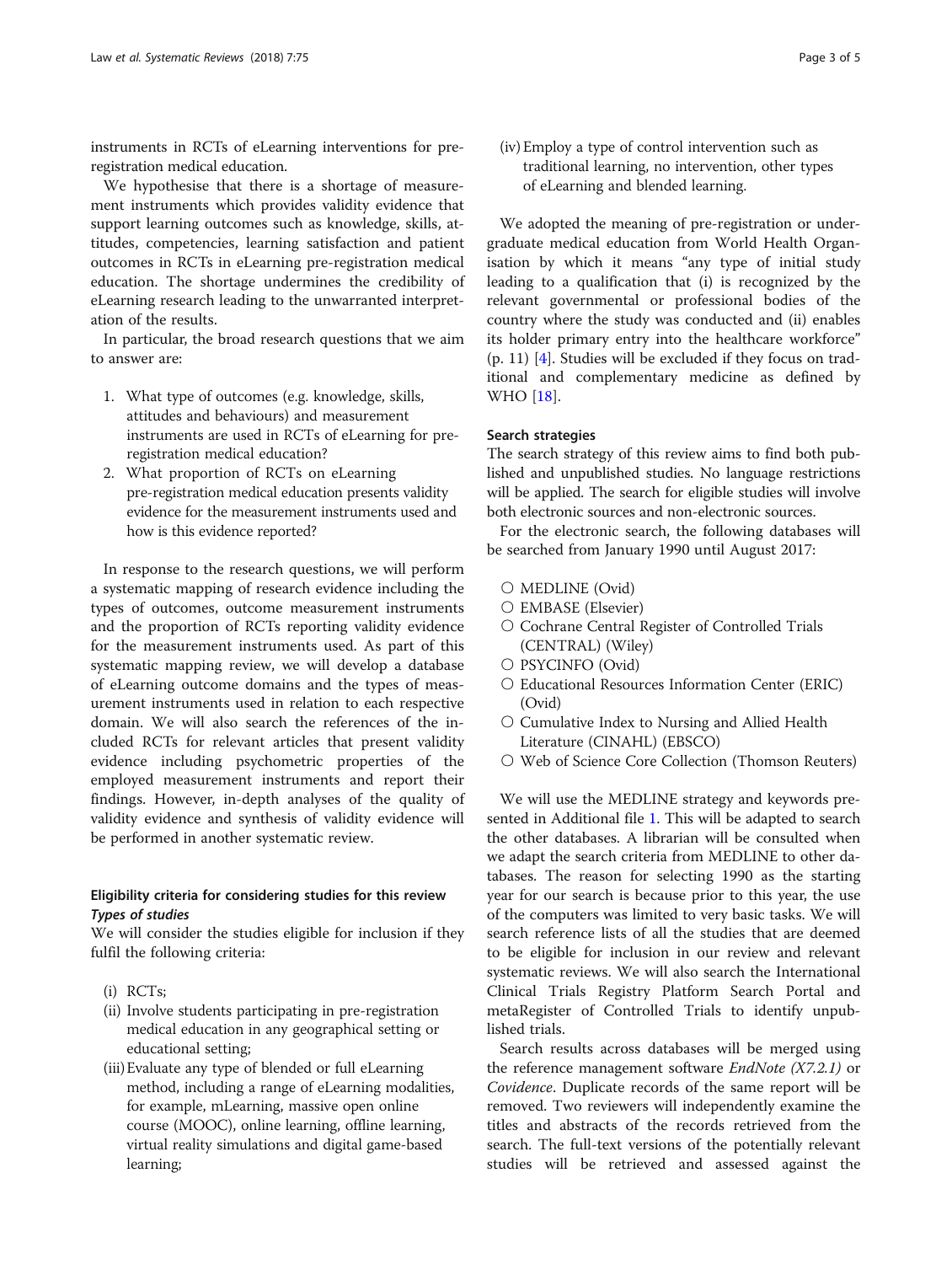instruments in RCTs of eLearning interventions for pre-registration medical education.

We hypothesise that there is a shortage of measurement instruments which provides validity evidence that support learning outcomes such as knowledge, skills, attitudes, competencies, learning satisfaction and patient outcomes in RCTs in eLearning pre-registration medical education. The shortage undermines the credibility of eLearning research leading to the unwarranted interpretation of the results.

In particular, the broad research questions that we aim to answer are:

1. What type of outcomes (e.g. knowledge, skills, attitudes and behaviours) and measurement instruments are used in RCTs of eLearning for pre-registration medical education?
2. What proportion of RCTs on eLearning pre-registration medical education presents validity evidence for the measurement instruments used and how is this evidence reported?

In response to the research questions, we will perform a systematic mapping of research evidence including the types of outcomes, outcome measurement instruments and the proportion of RCTs reporting validity evidence for the measurement instruments used. As part of this systematic mapping review, we will develop a database of eLearning outcome domains and the types of measurement instruments used in relation to each respective domain. We will also search the references of the included RCTs for relevant articles that present validity evidence including psychometric properties of the employed measurement instruments and report their findings. However, in-depth analyses of the quality of validity evidence and synthesis of validity evidence will be performed in another systematic review.

## Eligibility criteria for considering studies for this review

### *Types of studies*

We will consider the studies eligible for inclusion if they fulfil the following criteria:

(i) RCTs;

(ii) Involve students participating in pre-registration medical education in any geographical setting or educational setting;

(iii) Evaluate any type of blended or full eLearning method, including a range of eLearning modalities, for example, mLearning, massive open online course (MOOC), online learning, offline learning, virtual reality simulations and digital game-based learning;

(iv) Employ a type of control intervention such as traditional learning, no intervention, other types of eLearning and blended learning.

We adopted the meaning of pre-registration or undergraduate medical education from World Health Organisation by which it means "any type of initial study leading to a qualification that (i) is recognized by the relevant governmental or professional bodies of the country where the study was conducted and (ii) enables its holder primary entry into the healthcare workforce" (p. 11) [4]. Studies will be excluded if they focus on traditional and complementary medicine as defined by WHO [18].

### Search strategies

The search strategy of this review aims to find both published and unpublished studies. No language restrictions will be applied. The search for eligible studies will involve both electronic sources and non-electronic sources.

For the electronic search, the following databases will be searched from January 1990 until August 2017:

- MEDLINE (Ovid)
- EMBASE (Elsevier)
- Cochrane Central Register of Controlled Trials (CENTRAL) (Wiley)
- PSYCINFO (Ovid)
- Educational Resources Information Center (ERIC) (Ovid)
- Cumulative Index to Nursing and Allied Health Literature (CINAHL) (EBSCO)
- Web of Science Core Collection (Thomson Reuters)

We will use the MEDLINE strategy and keywords presented in Additional file 1. This will be adapted to search the other databases. A librarian will be consulted when we adapt the search criteria from MEDLINE to other databases. The reason for selecting 1990 as the starting year for our search is because prior to this year, the use of the computers was limited to very basic tasks. We will search reference lists of all the studies that are deemed to be eligible for inclusion in our review and relevant systematic reviews. We will also search the International Clinical Trials Registry Platform Search Portal and metaRegister of Controlled Trials to identify unpublished trials.

Search results across databases will be merged using the reference management software *EndNote (X7.2.1)* or *Covidence*. Duplicate records of the same report will be removed. Two reviewers will independently examine the titles and abstracts of the records retrieved from the search. The full-text versions of the potentially relevant studies will be retrieved and assessed against the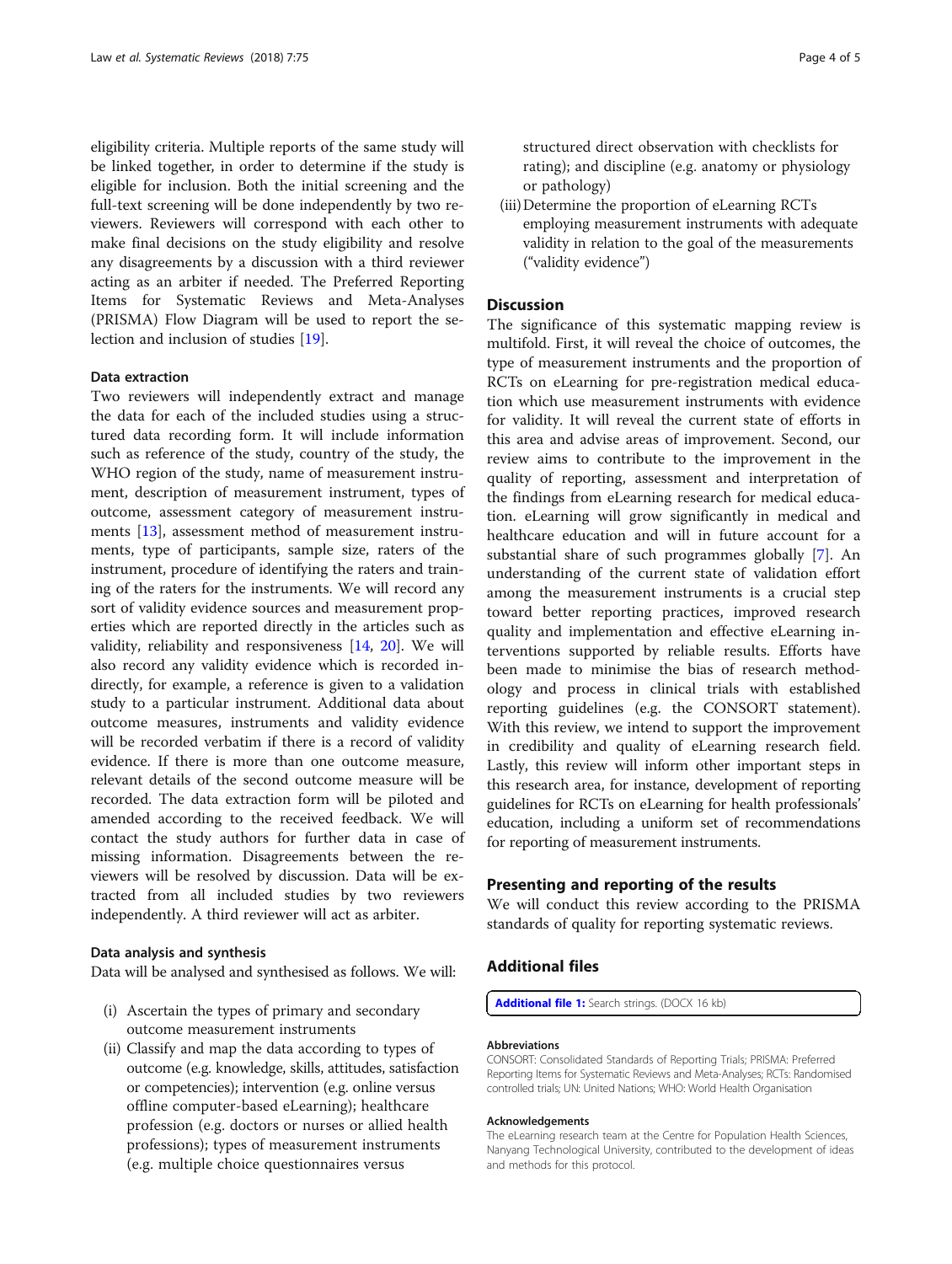eligibility criteria. Multiple reports of the same study will be linked together, in order to determine if the study is eligible for inclusion. Both the initial screening and the full-text screening will be done independently by two reviewers. Reviewers will correspond with each other to make final decisions on the study eligibility and resolve any disagreements by a discussion with a third reviewer acting as an arbiter if needed. The Preferred Reporting Items for Systematic Reviews and Meta-Analyses (PRISMA) Flow Diagram will be used to report the selection and inclusion of studies [19].

### Data extraction

Two reviewers will independently extract and manage the data for each of the included studies using a structured data recording form. It will include information such as reference of the study, country of the study, the WHO region of the study, name of measurement instrument, description of measurement instrument, types of outcome, assessment category of measurement instruments [13], assessment method of measurement instruments, type of participants, sample size, raters of the instrument, procedure of identifying the raters and training of the raters for the instruments. We will record any sort of validity evidence sources and measurement properties which are reported directly in the articles such as validity, reliability and responsiveness [14, 20]. We will also record any validity evidence which is recorded indirectly, for example, a reference is given to a validation study to a particular instrument. Additional data about outcome measures, instruments and validity evidence will be recorded verbatim if there is a record of validity evidence. If there is more than one outcome measure, relevant details of the second outcome measure will be recorded. The data extraction form will be piloted and amended according to the received feedback. We will contact the study authors for further data in case of missing information. Disagreements between the reviewers will be resolved by discussion. Data will be extracted from all included studies by two reviewers independently. A third reviewer will act as arbiter.

### Data analysis and synthesis

Data will be analysed and synthesised as follows. We will:

(i) Ascertain the types of primary and secondary outcome measurement instruments
(ii) Classify and map the data according to types of outcome (e.g. knowledge, skills, attitudes, satisfaction or competencies); intervention (e.g. online versus offline computer-based eLearning); healthcare profession (e.g. doctors or nurses or allied health professions); types of measurement instruments (e.g. multiple choice questionnaires versus structured direct observation with checklists for rating); and discipline (e.g. anatomy or physiology or pathology)
(iii) Determine the proportion of eLearning RCTs employing measurement instruments with adequate validity in relation to the goal of the measurements ("validity evidence")

## Discussion

The significance of this systematic mapping review is multifold. First, it will reveal the choice of outcomes, the type of measurement instruments and the proportion of RCTs on eLearning for pre-registration medical education which use measurement instruments with evidence for validity. It will reveal the current state of efforts in this area and advise areas of improvement. Second, our review aims to contribute to the improvement in the quality of reporting, assessment and interpretation of the findings from eLearning research for medical education. eLearning will grow significantly in medical and healthcare education and will in future account for a substantial share of such programmes globally [7]. An understanding of the current state of validation effort among the measurement instruments is a crucial step toward better reporting practices, improved research quality and implementation and effective eLearning interventions supported by reliable results. Efforts have been made to minimise the bias of research methodology and process in clinical trials with established reporting guidelines (e.g. the CONSORT statement). With this review, we intend to support the improvement in credibility and quality of eLearning research field. Lastly, this review will inform other important steps in this research area, for instance, development of reporting guidelines for RCTs on eLearning for health professionals' education, including a uniform set of recommendations for reporting of measurement instruments.

## Presenting and reporting of the results

We will conduct this review according to the PRISMA standards of quality for reporting systematic reviews.

## Additional files

**Additional file 1:** Search strings. (DOCX 16 kb)

#### Abbreviations

CONSORT: Consolidated Standards of Reporting Trials; PRISMA: Preferred Reporting Items for Systematic Reviews and Meta-Analyses; RCTs: Randomised controlled trials; UN: United Nations; WHO: World Health Organisation

#### Acknowledgements

The eLearning research team at the Centre for Population Health Sciences, Nanyang Technological University, contributed to the development of ideas and methods for this protocol.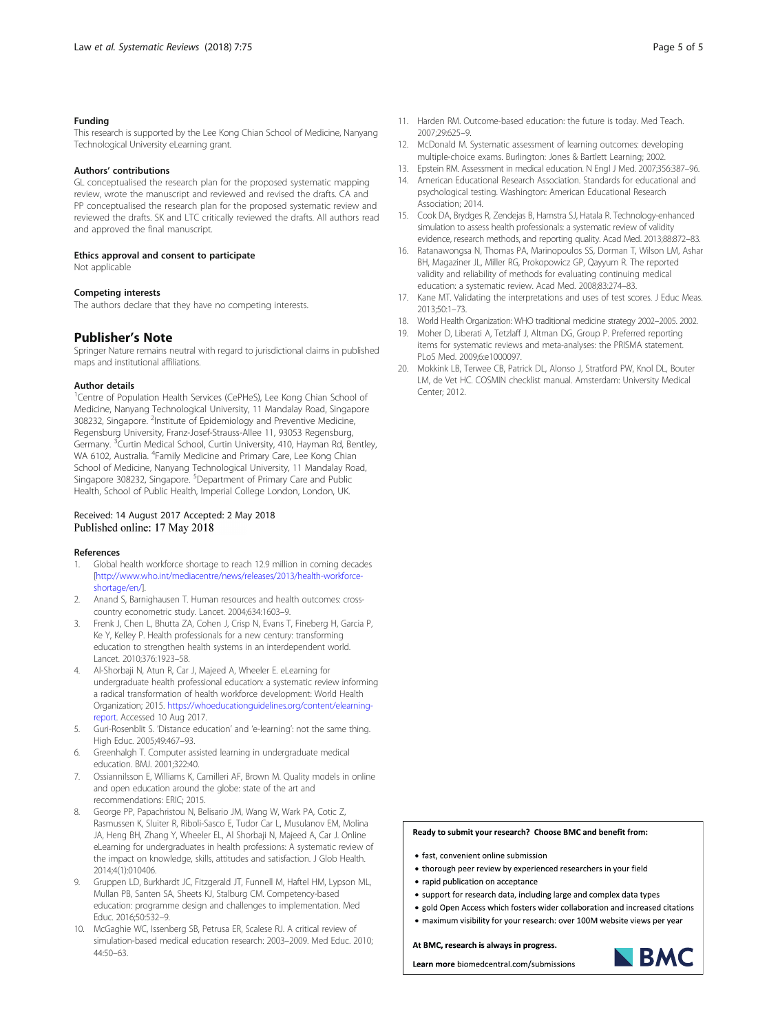### Funding

This research is supported by the Lee Kong Chian School of Medicine, Nanyang Technological University eLearning grant.

### Authors' contributions

GL conceptualised the research plan for the proposed systematic mapping review, wrote the manuscript and reviewed and revised the drafts. CA and PP conceptualised the research plan for the proposed systematic review and reviewed the drafts. SK and LTC critically reviewed the drafts. All authors read and approved the final manuscript.

### Ethics approval and consent to participate

Not applicable

### Competing interests

The authors declare that they have no competing interests.

## Publisher's Note

Springer Nature remains neutral with regard to jurisdictional claims in published maps and institutional affiliations.

### Author details

[1]Centre of Population Health Services (CePHeS), Lee Kong Chian School of Medicine, Nanyang Technological University, 11 Mandalay Road, Singapore 308232, Singapore. [2]Institute of Epidemiology and Preventive Medicine, Regensburg University, Franz-Josef-Strauss-Allee 11, 93053 Regensburg, Germany. [3]Curtin Medical School, Curtin University, 410, Hayman Rd, Bentley, WA 6102, Australia. [4]Family Medicine and Primary Care, Lee Kong Chian School of Medicine, Nanyang Technological University, 11 Mandalay Road, Singapore 308232, Singapore. [5]Department of Primary Care and Public Health, School of Public Health, Imperial College London, London, UK.

Received: 14 August 2017 Accepted: 2 May 2018
Published online: 17 May 2018

### References

1. Global health workforce shortage to reach 12.9 million in coming decades [http://www.who.int/mediacentre/news/releases/2013/health-workforce-shortage/en/].
2. Anand S, Barnighausen T. Human resources and health outcomes: cross-country econometric study. Lancet. 2004;634:1603–9.
3. Frenk J, Chen L, Bhutta ZA, Cohen J, Crisp N, Evans T, Fineberg H, Garcia P, Ke Y, Kelley P. Health professionals for a new century: transforming education to strengthen health systems in an interdependent world. Lancet. 2010;376:1923–58.
4. Al-Shorbaji N, Atun R, Car J, Majeed A, Wheeler E. eLearning for undergraduate health professional education: a systematic review informing a radical transformation of health workforce development: World Health Organization; 2015. https://whoeducationguidelines.org/content/elearning-report. Accessed 10 Aug 2017.
5. Guri-Rosenblit S. 'Distance education' and 'e-learning': not the same thing. High Educ. 2005;49:467–93.
6. Greenhalgh T. Computer assisted learning in undergraduate medical education. BMJ. 2001;322:40.
7. Ossiannilsson E, Williams K, Camilleri AF, Brown M. Quality models in online and open education around the globe: state of the art and recommendations: ERIC; 2015.
8. George PP, Papachristou N, Belisario JM, Wang W, Wark PA, Cotic Z, Rasmussen K, Sluiter R, Riboli-Sasco E, Tudor Car L, Musulanov EM, Molina JA, Heng BH, Zhang Y, Wheeler EL, Al Shorbaji N, Majeed A, Car J. Online eLearning for undergraduates in health professions: A systematic review of the impact on knowledge, skills, attitudes and satisfaction. J Glob Health. 2014;4(1):010406.
9. Gruppen LD, Burkhardt JC, Fitzgerald JT, Funnell M, Haftel HM, Lypson ML, Mullan PB, Santen SA, Sheets KJ, Stalburg CM. Competency-based education: programme design and challenges to implementation. Med Educ. 2016;50:532–9.
10. McGaghie WC, Issenberg SB, Petrusa ER, Scalese RJ. A critical review of simulation-based medical education research: 2003–2009. Med Educ. 2010;44:50–63.
11. Harden RM. Outcome-based education: the future is today. Med Teach. 2007;29:625–9.
12. McDonald M. Systematic assessment of learning outcomes: developing multiple-choice exams. Burlington: Jones & Bartlett Learning; 2002.
13. Epstein RM. Assessment in medical education. N Engl J Med. 2007;356:387–96.
14. American Educational Research Association. Standards for educational and psychological testing. Washington: American Educational Research Association; 2014.
15. Cook DA, Brydges R, Zendejas B, Hamstra SJ, Hatala R. Technology-enhanced simulation to assess health professionals: a systematic review of validity evidence, research methods, and reporting quality. Acad Med. 2013;88:872–83.
16. Ratanawongsa N, Thomas PA, Marinopoulos SS, Dorman T, Wilson LM, Ashar BH, Magaziner JL, Miller RG, Prokopowicz GP, Qayyum R. The reported validity and reliability of methods for evaluating continuing medical education: a systematic review. Acad Med. 2008;83:274–83.
17. Kane MT. Validating the interpretations and uses of test scores. J Educ Meas. 2013;50:1–73.
18. World Health Organization: WHO traditional medicine strategy 2002–2005. 2002.
19. Moher D, Liberati A, Tetzlaff J, Altman DG, Group P. Preferred reporting items for systematic reviews and meta-analyses: the PRISMA statement. PLoS Med. 2009;6:e1000097.
20. Mokkink LB, Terwee CB, Patrick DL, Alonso J, Stratford PW, Knol DL, Bouter LM, de Vet HC. COSMIN checklist manual. Amsterdam: University Medical Center; 2012.